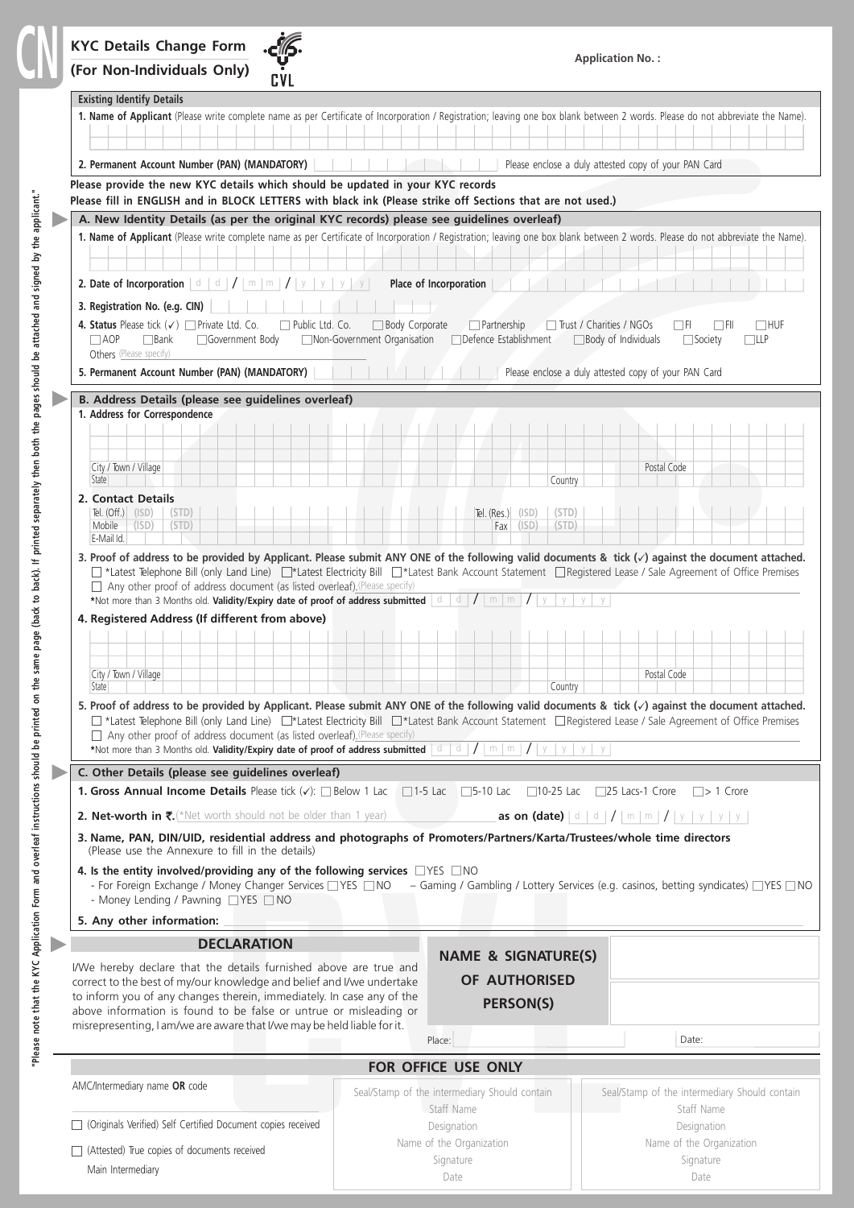# KYC Details Change Form
## (For Non-Individuals Only)

CVL

**Application No. :**

"Please note that the KYC Application Form and overleaf instructions should be printed on the same page (back to back). If printed separately then both the pages should be attached and signed by the applicant."

### Existing Identify Details

**1. Name of Applicant** (Please write complete name as per Certificate of Incorporation / Registration; leaving one box blank between 2 words. Please do not abbreviate the Name).

**2. Permanent Account Number (PAN) (MANDATORY)** Please enclose a duly attested copy of your PAN Card

**Please provide the new KYC details which should be updated in your KYC records**
**Please fill in ENGLISH and in BLOCK LETTERS with black ink (Please strike off Sections that are not used.)**

### A. New Identity Details (as per the original KYC records) please see guidelines overleaf)

**1. Name of Applicant** (Please write complete name as per Certificate of Incorporation / Registration; leaving one box blank between 2 words. Please do not abbreviate the Name).

**2. Date of Incorporation** d d / m m / y y y y **Place of Incorporation**

**3. Registration No. (e.g. CIN)**

**4. Status** Please tick (✓) ☐ Private Ltd. Co. ☐ Public Ltd. Co. ☐ Body Corporate ☐ Partnership ☐ Trust / Charities / NGOs ☐ FI ☐ FII ☐ HUF ☐ AOP ☐ Bank ☐ Government Body ☐ Non-Government Organisation ☐ Defence Establishment ☐ Body of Individuals ☐ Society ☐ LLP
Others (Please specify)

**5. Permanent Account Number (PAN) (MANDATORY)** Please enclose a duly attested copy of your PAN Card

### B. Address Details (please see guidelines overleaf)

**1. Address for Correspondence**

City / Town / Village | Postal Code
State | Country

**2. Contact Details**

Tel. (Off.) (ISD) (STD) | Tel. (Res.) (ISD) (STD)
Mobile (ISD) (STD) | Fax (ISD) (STD)
E-Mail Id.

**3. Proof of address to be provided by Applicant. Please submit ANY ONE of the following valid documents & tick (✓) against the document attached.**
☐ *Latest Telephone Bill (only Land Line) ☐ *Latest Electricity Bill ☐ *Latest Bank Account Statement ☐ Registered Lease / Sale Agreement of Office Premises
☐ Any other proof of address document (as listed overleaf). (Please specify)
*Not more than 3 Months old. **Validity/Expiry date of proof of address submitted** d d / m m / y y y y

**4. Registered Address (If different from above)**

City / Town / Village | Postal Code
State | Country

**5. Proof of address to be provided by Applicant. Please submit ANY ONE of the following valid documents & tick (✓) against the document attached.**
☐ *Latest Telephone Bill (only Land Line) ☐ *Latest Electricity Bill ☐ *Latest Bank Account Statement ☐ Registered Lease / Sale Agreement of Office Premises
☐ Any other proof of address document (as listed overleaf). (Please specify)
*Not more than 3 Months old. **Validity/Expiry date of proof of address submitted** d d / m m / y y y y

### C. Other Details (please see guidelines overleaf)

**1. Gross Annual Income Details** Please tick (✓): ☐ Below 1 Lac ☐ 1-5 Lac ☐ 5-10 Lac ☐ 10-25 Lac ☐ 25 Lacs-1 Crore ☐ > 1 Crore

**2. Net-worth in ₹.** (*Net worth should not be older than 1 year) **as on (date)** d d / m m / y y y y

**3. Name, PAN, DIN/UID, residential address and photographs of Promoters/Partners/Karta/Trustees/whole time directors**
(Please use the Annexure to fill in the details)

**4. Is the entity involved/providing any of the following services** ☐ YES ☐ NO
- For Foreign Exchange / Money Changer Services ☐ YES ☐ NO – Gaming / Gambling / Lottery Services (e.g. casinos, betting syndicates) ☐ YES ☐ NO
- Money Lending / Pawning ☐ YES ☐ NO

**5. Any other information:**

### DECLARATION

I/We hereby declare that the details furnished above are true and correct to the best of my/our knowledge and belief and I/we undertake to inform you of any changes therein, immediately. In case any of the above information is found to be false or untrue or misleading or misrepresenting, I am/we are aware that I/we may be held liable for it.

**NAME & SIGNATURE(S) OF AUTHORISED PERSON(S)**

Place: Date:

### FOR OFFICE USE ONLY

| AMC/Intermediary name **OR** code | Seal/Stamp of the intermediary Should contain | Seal/Stamp of the intermediary Should contain |
|---|---|---|
| ☐ (Originals Verified) Self Certified Document copies received | Staff Name | Staff Name |
| ☐ (Attested) True copies of documents received | Designation | Designation |
| Main Intermediary | Name of the Organization | Name of the Organization |
| | Signature | Signature |
| | Date | Date |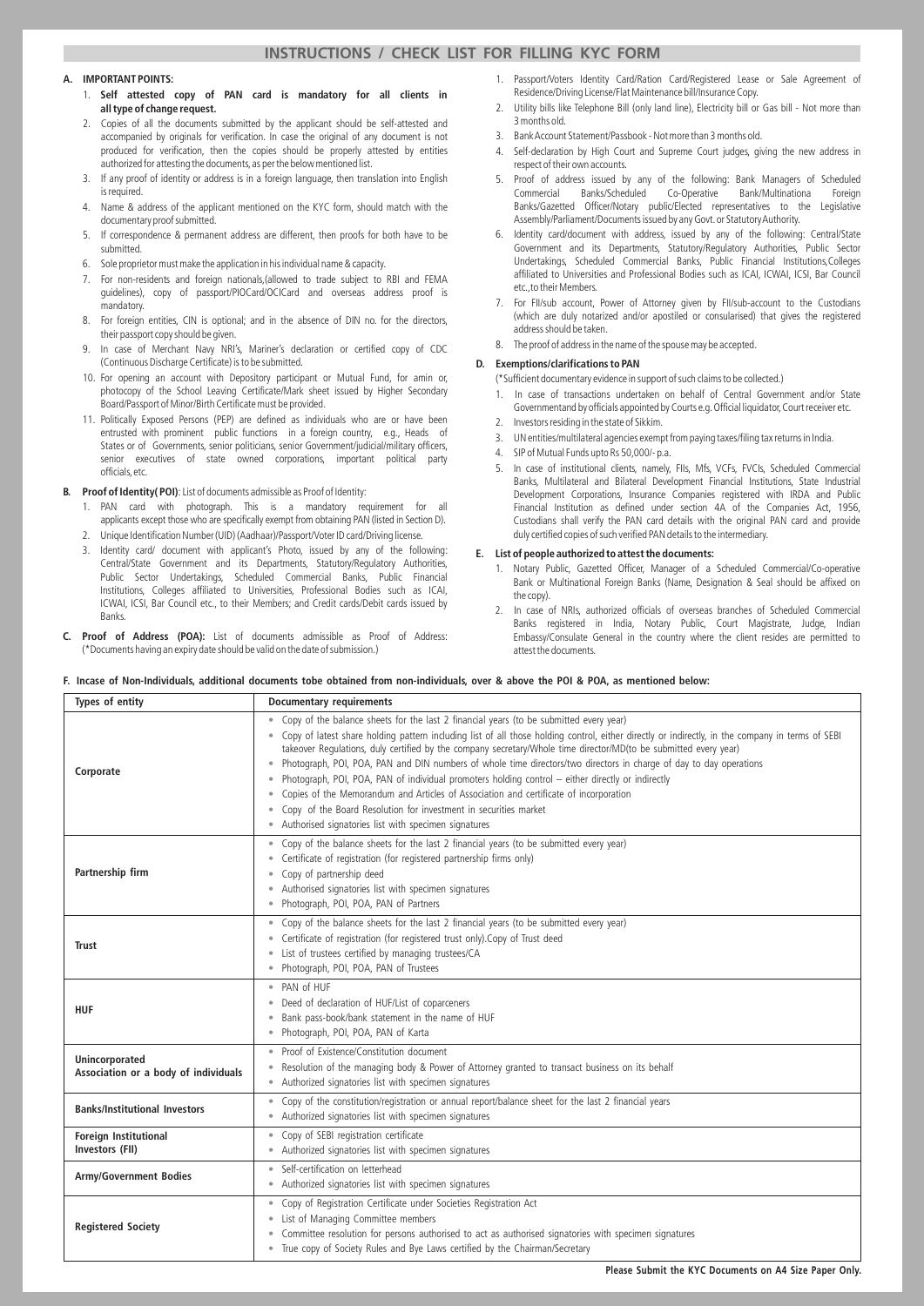# INSTRUCTIONS / CHECK LIST FOR FILLING KYC FORM

## A. IMPORTANT POINTS:

1. **Self attested copy of PAN card is mandatory for all clients in all type of change request.**
2. Copies of all the documents submitted by the applicant should be self-attested and accompanied by originals for verification. In case the original of any document is not produced for verification, then the copies should be properly attested by entities authorized for attesting the documents, as per the below mentioned list.
3. If any proof of identity or address is in a foreign language, then translation into English is required.
4. Name & address of the applicant mentioned on the KYC form, should match with the documentary proof submitted.
5. If correspondence & permanent address are different, then proofs for both have to be submitted.
6. Sole proprietor must make the application in his individual name & capacity.
7. For non-residents and foreign nationals,(allowed to trade subject to RBI and FEMA guidelines), copy of passport/PIOCard/OCICard and overseas address proof is mandatory.
8. For foreign entities, CIN is optional; and in the absence of DIN no. for the directors, their passport copy should be given.
9. In case of Merchant Navy NRI's, Mariner's declaration or certified copy of CDC (Continuous Discharge Certificate) is to be submitted.
10. For opening an account with Depository participant or Mutual Fund, for amin or, photocopy of the School Leaving Certificate/Mark sheet issued by Higher Secondary Board/Passport of Minor/Birth Certificate must be provided.
11. Politically Exposed Persons (PEP) are defined as individuals who are or have been entrusted with prominent public functions in a foreign country, e.g., Heads of States or of Governments, senior politicians, senior Government/judicial/military officers, senior executives of state owned corporations, important political party officials, etc.

## B. Proof of Identity( POI): List of documents admissible as Proof of Identity:

1. PAN card with photograph. This is a mandatory requirement for all applicants except those who are specifically exempt from obtaining PAN (listed in Section D).
2. Unique Identification Number (UID) (Aadhaar)/Passport/Voter ID card/Driving license.
3. Identity card/ document with applicant's Photo, issued by any of the following: Central/State Government and its Departments, Statutory/Regulatory Authorities, Public Sector Undertakings, Scheduled Commercial Banks, Public Financial Institutions, Colleges affiliated to Universities, Professional Bodies such as ICAI, ICWAI, ICSI, Bar Council etc., to their Members; and Credit cards/Debit cards issued by Banks.

## C. Proof of Address (POA): List of documents admissible as Proof of Address:

(*Documents having an expiry date should be valid on the date of submission.)

1. Passport/Voters Identity Card/Ration Card/Registered Lease or Sale Agreement of Residence/Driving License/Flat Maintenance bill/Insurance Copy.
2. Utility bills like Telephone Bill (only land line), Electricity bill or Gas bill - Not more than 3 months old.
3. Bank Account Statement/Passbook - Not more than 3 months old.
4. Self-declaration by High Court and Supreme Court judges, giving the new address in respect of their own accounts.
5. Proof of address issued by any of the following: Bank Managers of Scheduled Commercial Banks/Scheduled Co-Operative Bank/Multinationa Foreign Banks/Gazetted Officer/Notary public/Elected representatives to the Legislative Assembly/Parliament/Documents issued by any Govt. or Statutory Authority.
6. Identity card/document with address, issued by any of the following: Central/State Government and its Departments, Statutory/Regulatory Authorities, Public Sector Undertakings, Scheduled Commercial Banks, Public Financial Institutions,Colleges affiliated to Universities and Professional Bodies such as ICAI, ICWAI, ICSI, Bar Council etc.,to their Members.
7. For FII/sub account, Power of Attorney given by FII/sub-account to the Custodians (which are duly notarized and/or apostiled or consularised) that gives the registered address should be taken.
8. The proof of address in the name of the spouse may be accepted.

## D. Exemptions/clarifications to PAN

(*Sufficient documentary evidence in support of such claims to be collected.)

1. In case of transactions undertaken on behalf of Central Government and/or State Governmentand by officials appointed by Courts e.g. Official liquidator, Court receiver etc.
2. Investors residing in the state of Sikkim.
3. UN entities/multilateral agencies exempt from paying taxes/filing tax returns in India.
4. SIP of Mutual Funds upto Rs 50,000/- p.a.
5. In case of institutional clients, namely, FIIs, Mfs, VCFs, FVCIs, Scheduled Commercial Banks, Multilateral and Bilateral Development Financial Institutions, State Industrial Development Corporations, Insurance Companies registered with IRDA and Public Financial Institution as defined under section 4A of the Companies Act, 1956, Custodians shall verify the PAN card details with the original PAN card and provide duly certified copies of such verified PAN details to the intermediary.

## E. List of people authorized to attest the documents:

1. Notary Public, Gazetted Officer, Manager of a Scheduled Commercial/Co-operative Bank or Multinational Foreign Banks (Name, Designation & Seal should be affixed on the copy).
2. In case of NRIs, authorized officials of overseas branches of Scheduled Commercial Banks registered in India, Notary Public, Court Magistrate, Judge, Indian Embassy/Consulate General in the country where the client resides are permitted to attest the documents.

## F. Incase of Non-Individuals, additional documents tobe obtained from non-individuals, over & above the POI & POA, as mentioned below:

| Types of entity | Documentary requirements |
|---|---|
| Corporate | • Copy of the balance sheets for the last 2 financial years (to be submitted every year)<br>• Copy of latest share holding pattern including list of all those holding control, either directly or indirectly, in the company in terms of SEBI takeover Regulations, duly certified by the company secretary/Whole time director/MD(to be submitted every year)<br>• Photograph, POI, POA, PAN and DIN numbers of whole time directors/two directors in charge of day to day operations<br>• Photograph, POI, POA, PAN of individual promoters holding control – either directly or indirectly<br>• Copies of the Memorandum and Articles of Association and certificate of incorporation<br>• Copy of the Board Resolution for investment in securities market<br>• Authorised signatories list with specimen signatures |
| Partnership firm | • Copy of the balance sheets for the last 2 financial years (to be submitted every year)<br>• Certificate of registration (for registered partnership firms only)<br>• Copy of partnership deed<br>• Authorised signatories list with specimen signatures<br>• Photograph, POI, POA, PAN of Partners |
| Trust | • Copy of the balance sheets for the last 2 financial years (to be submitted every year)<br>• Certificate of registration (for registered trust only).Copy of Trust deed<br>• List of trustees certified by managing trustees/CA<br>• Photograph, POI, POA, PAN of Trustees |
| HUF | • PAN of HUF<br>• Deed of declaration of HUF/List of coparceners<br>• Bank pass-book/bank statement in the name of HUF<br>• Photograph, POI, POA, PAN of Karta |
| Unincorporated Association or a body of individuals | • Proof of Existence/Constitution document<br>• Resolution of the managing body & Power of Attorney granted to transact business on its behalf<br>• Authorized signatories list with specimen signatures |
| Banks/Institutional Investors | • Copy of the constitution/registration or annual report/balance sheet for the last 2 financial years<br>• Authorized signatories list with specimen signatures |
| Foreign Institutional Investors (FII) | • Copy of SEBI registration certificate<br>• Authorized signatories list with specimen signatures |
| Army/Government Bodies | • Self-certification on letterhead<br>• Authorized signatories list with specimen signatures |
| Registered Society | • Copy of Registration Certificate under Societies Registration Act<br>• List of Managing Committee members<br>• Committee resolution for persons authorised to act as authorised signatories with specimen signatures<br>• True copy of Society Rules and Bye Laws certified by the Chairman/Secretary |

**Please Submit the KYC Documents on A4 Size Paper Only.**